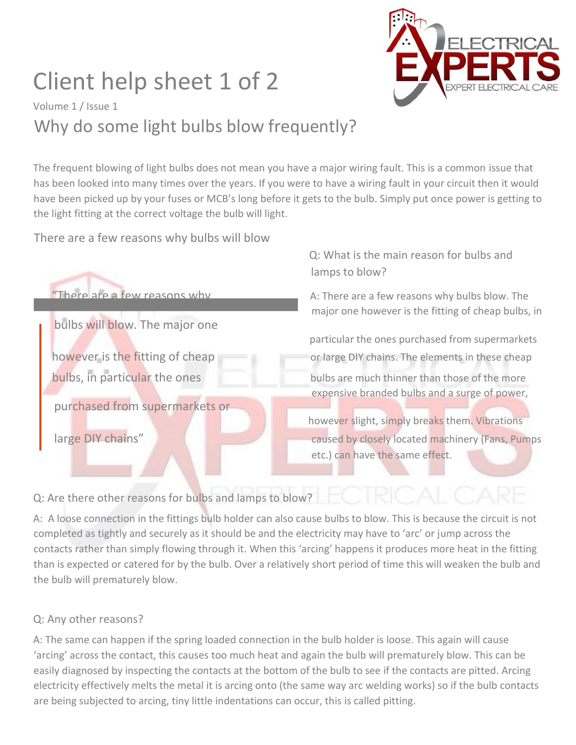# Client help sheet 1 of 2

Volume 1 / Issue 1

## Why do some light bulbs blow frequently?

The frequent blowing of light bulbs does not mean you have a major wiring fault. This is a common issue that has been looked into many times over the years. If you were to have a wiring fault in your circuit then it would have been picked up by your fuses or MCB's long before it gets to the bulb. Simply put once power is getting to the light fitting at the correct voltage the bulb will light.

### There are a few reasons why bulbs will blow

> "There are a few reasons why bulbs will blow. The major one however is the fitting of cheap bulbs, in particular the ones purchased from supermarkets or large DIY chains"

Q: What is the main reason for bulbs and lamps to blow?

A: There are a few reasons why bulbs blow. The major one however is the fitting of cheap bulbs, in particular the ones purchased from supermarkets or large DIY chains. The elements in these cheap bulbs are much thinner than those of the more expensive branded bulbs and a surge of power, however slight, simply breaks them. Vibrations caused by closely located machinery (Fans, Pumps etc.) can have the same effect.

Q: Are there other reasons for bulbs and lamps to blow?

A: A loose connection in the fittings bulb holder can also cause bulbs to blow. This is because the circuit is not completed as tightly and securely as it should be and the electricity may have to 'arc' or jump across the contacts rather than simply flowing through it. When this 'arcing' happens it produces more heat in the fitting than is expected or catered for by the bulb. Over a relatively short period of time this will weaken the bulb and the bulb will prematurely blow.

Q: Any other reasons?

A: The same can happen if the spring loaded connection in the bulb holder is loose. This again will cause 'arcing' across the contact, this causes too much heat and again the bulb will prematurely blow. This can be easily diagnosed by inspecting the contacts at the bottom of the bulb to see if the contacts are pitted. Arcing electricity effectively melts the metal it is arcing onto (the same way arc welding works) so if the bulb contacts are being subjected to arcing, tiny little indentations can occur, this is called pitting.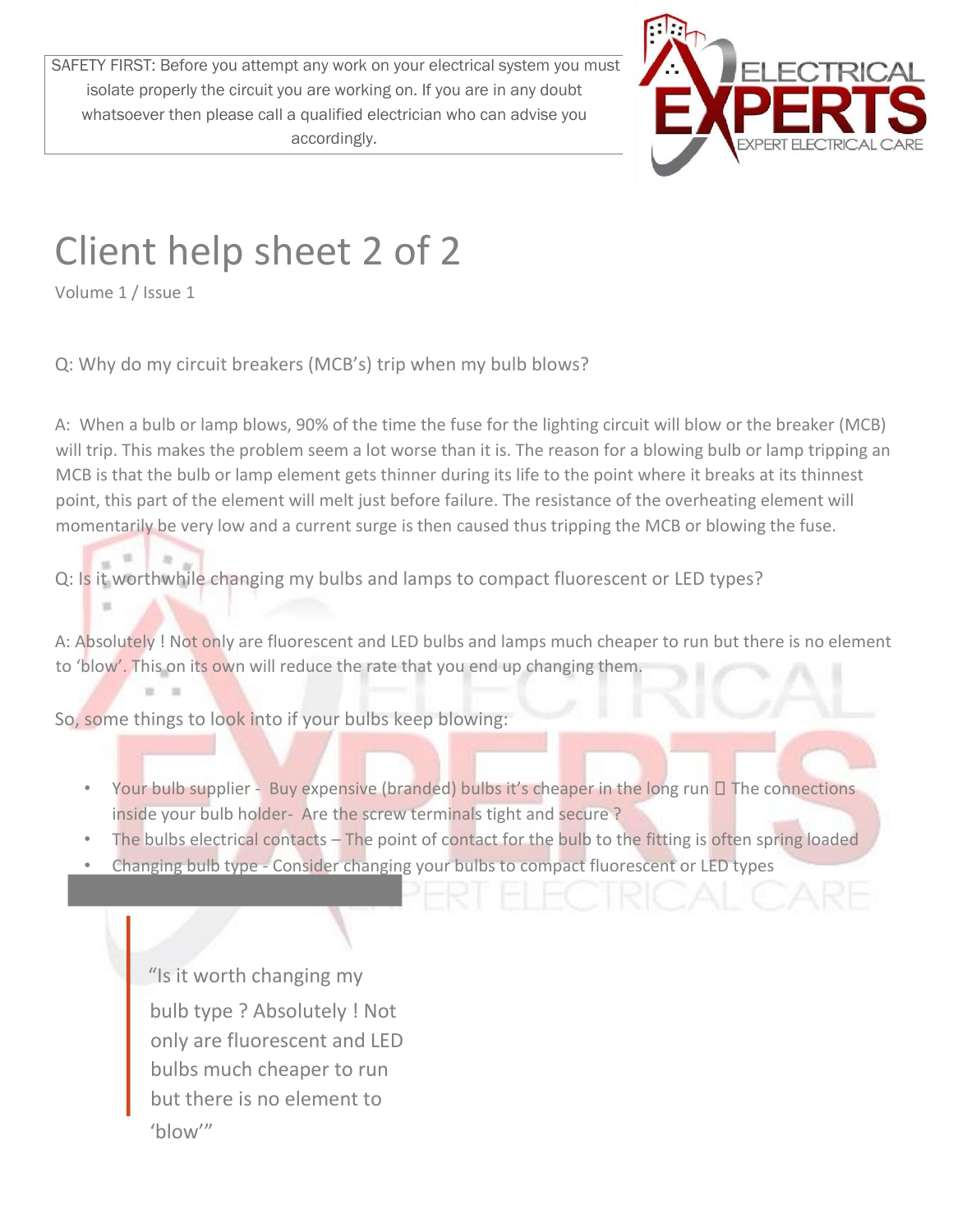SAFETY FIRST: Before you attempt any work on your electrical system you must isolate properly the circuit you are working on. If you are in any doubt whatsoever then please call a qualified electrician who can advise you accordingly.

# Client help sheet 2 of 2

Volume 1 / Issue 1

Q: Why do my circuit breakers (MCB's) trip when my bulb blows?

A: When a bulb or lamp blows, 90% of the time the fuse for the lighting circuit will blow or the breaker (MCB) will trip. This makes the problem seem a lot worse than it is. The reason for a blowing bulb or lamp tripping an MCB is that the bulb or lamp element gets thinner during its life to the point where it breaks at its thinnest point, this part of the element will melt just before failure. The resistance of the overheating element will momentarily be very low and a current surge is then caused thus tripping the MCB or blowing the fuse.

Q: Is it worthwhile changing my bulbs and lamps to compact fluorescent or LED types?

A: Absolutely ! Not only are fluorescent and LED bulbs and lamps much cheaper to run but there is no element to 'blow'. This on its own will reduce the rate that you end up changing them.

So, some things to look into if your bulbs keep blowing:

- Your bulb supplier - Buy expensive (branded) bulbs it's cheaper in the long run  The connections inside your bulb holder- Are the screw terminals tight and secure ?
- The bulbs electrical contacts – The point of contact for the bulb to the fitting is often spring loaded
- Changing bulb type - Consider changing your bulbs to compact fluorescent or LED types

> "Is it worth changing my bulb type ? Absolutely ! Not only are fluorescent and LED bulbs much cheaper to run but there is no element to 'blow'"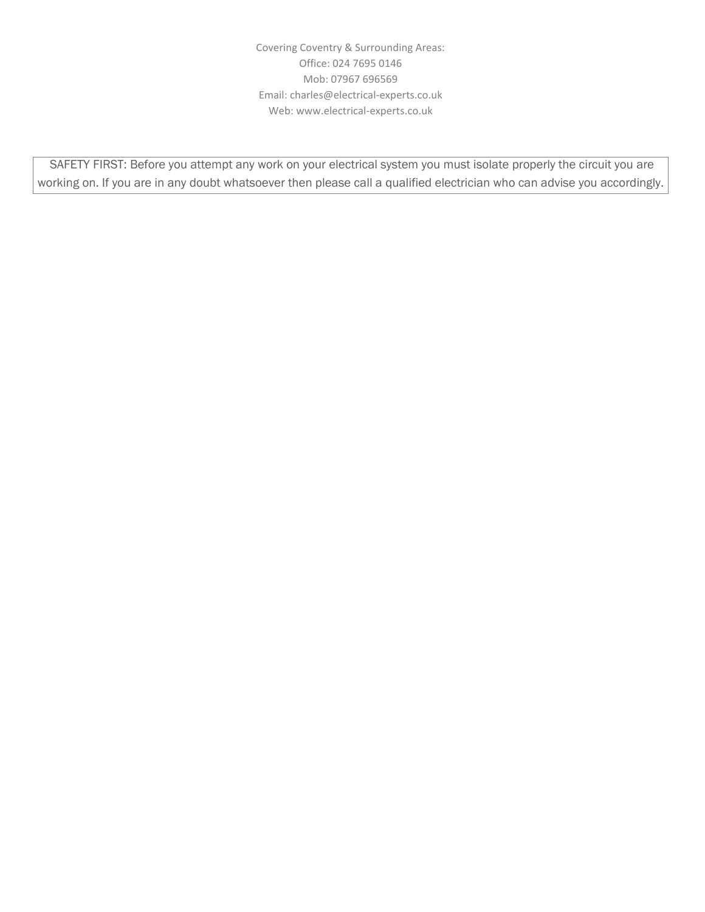Covering Coventry & Surrounding Areas:
Office: 024 7695 0146
Mob: 07967 696569
Email: charles@electrical-experts.co.uk
Web: www.electrical-experts.co.uk

SAFETY FIRST: Before you attempt any work on your electrical system you must isolate properly the circuit you are working on. If you are in any doubt whatsoever then please call a qualified electrician who can advise you accordingly.